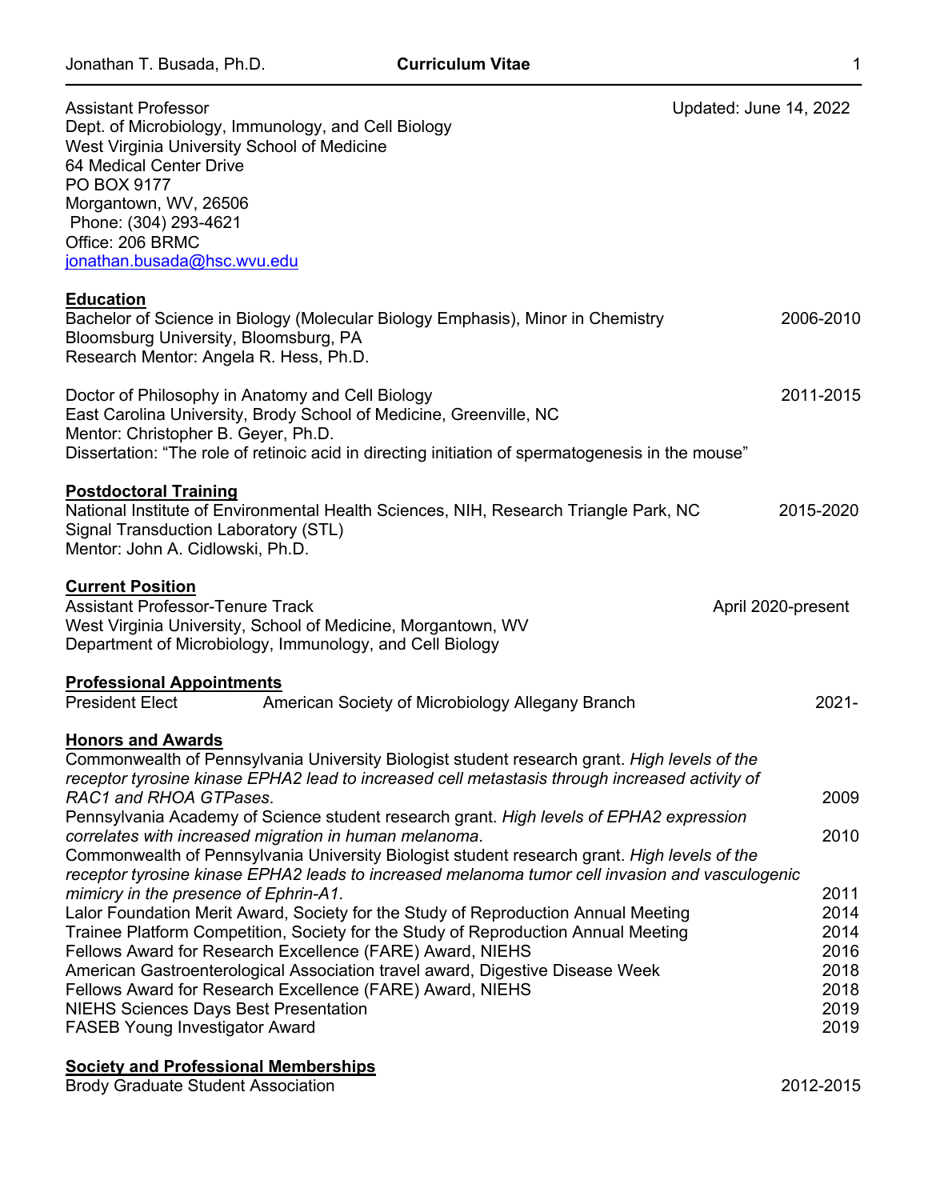Assistant Professor
Dept. of Microbiology, Immunology, and Cell Biology
West Virginia University School of Medicine
64 Medical Center Drive
PO BOX 9177
Morgantown, WV, 26506
Phone: (304) 293-4621
Office: 206 BRMC
jonathan.busada@hsc.wvu.edu

Updated: June 14, 2022

## Education

Bachelor of Science in Biology (Molecular Biology Emphasis), Minor in Chemistry — 2006-2010
Bloomsburg University, Bloomsburg, PA
Research Mentor: Angela R. Hess, Ph.D.

Doctor of Philosophy in Anatomy and Cell Biology — 2011-2015
East Carolina University, Brody School of Medicine, Greenville, NC
Mentor: Christopher B. Geyer, Ph.D.
Dissertation: "The role of retinoic acid in directing initiation of spermatogenesis in the mouse"

## Postdoctoral Training

National Institute of Environmental Health Sciences, NIH, Research Triangle Park, NC — 2015-2020
Signal Transduction Laboratory (STL)
Mentor: John A. Cidlowski, Ph.D.

## Current Position

Assistant Professor-Tenure Track — April 2020-present
West Virginia University, School of Medicine, Morgantown, WV
Department of Microbiology, Immunology, and Cell Biology

## Professional Appointments

| | | |
|---|---|---|
| President Elect | American Society of Microbiology Allegany Branch | 2021- |

## Honors and Awards

| Award | Year |
|---|---|
| Commonwealth of Pennsylvania University Biologist student research grant. *High levels of the receptor tyrosine kinase EPHA2 lead to increased cell metastasis through increased activity of RAC1 and RHOA GTPases*. | 2009 |
| Pennsylvania Academy of Science student research grant. *High levels of EPHA2 expression correlates with increased migration in human melanoma*. | 2010 |
| Commonwealth of Pennsylvania University Biologist student research grant. *High levels of the receptor tyrosine kinase EPHA2 leads to increased melanoma tumor cell invasion and vasculogenic mimicry in the presence of Ephrin-A1*. | 2011 |
| Lalor Foundation Merit Award, Society for the Study of Reproduction Annual Meeting | 2014 |
| Trainee Platform Competition, Society for the Study of Reproduction Annual Meeting | 2014 |
| Fellows Award for Research Excellence (FARE) Award, NIEHS | 2016 |
| American Gastroenterological Association travel award, Digestive Disease Week | 2018 |
| Fellows Award for Research Excellence (FARE) Award, NIEHS | 2018 |
| NIEHS Sciences Days Best Presentation | 2019 |
| FASEB Young Investigator Award | 2019 |

## Society and Professional Memberships

Brody Graduate Student Association — 2012-2015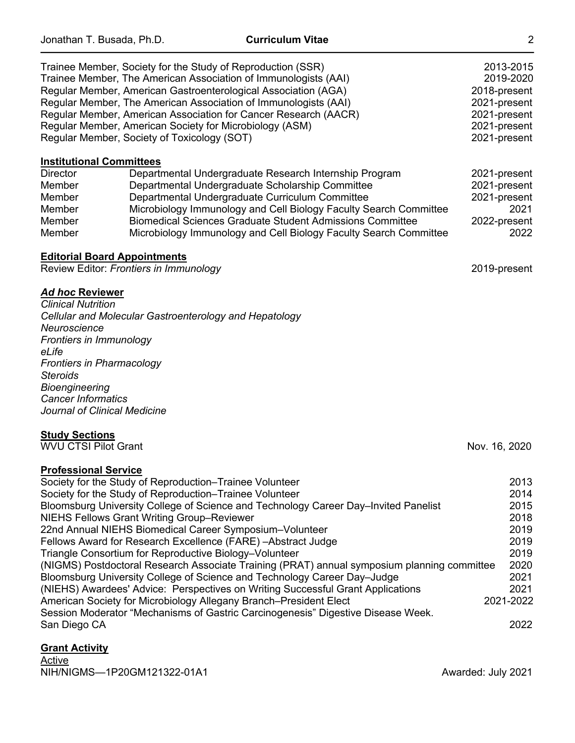Trainee Member, Society for the Study of Reproduction (SSR) 2013-2015
Trainee Member, The American Association of Immunologists (AAI) 2019-2020
Regular Member, American Gastroenterological Association (AGA) 2018-present
Regular Member, The American Association of Immunologists (AAI) 2021-present
Regular Member, American Association for Cancer Research (AACR) 2021-present
Regular Member, American Society for Microbiology (ASM) 2021-present
Regular Member, Society of Toxicology (SOT) 2021-present

**Institutional Committees**

| | | |
|---|---|---|
| Director | Departmental Undergraduate Research Internship Program | 2021-present |
| Member | Departmental Undergraduate Scholarship Committee | 2021-present |
| Member | Departmental Undergraduate Curriculum Committee | 2021-present |
| Member | Microbiology Immunology and Cell Biology Faculty Search Committee | 2021 |
| Member | Biomedical Sciences Graduate Student Admissions Committee | 2022-present |
| Member | Microbiology Immunology and Cell Biology Faculty Search Committee | 2022 |

**Editorial Board Appointments**

Review Editor: *Frontiers in Immunology* 2019-present

***Ad hoc* Reviewer**

*Clinical Nutrition*
*Cellular and Molecular Gastroenterology and Hepatology*
*Neuroscience*
*Frontiers in Immunology*
*eLife*
*Frontiers in Pharmacology*
*Steroids*
*Bioengineering*
*Cancer Informatics*
*Journal of Clinical Medicine*

**Study Sections**

WVU CTSI Pilot Grant Nov. 16, 2020

**Professional Service**

Society for the Study of Reproduction–Trainee Volunteer 2013
Society for the Study of Reproduction–Trainee Volunteer 2014
Bloomsburg University College of Science and Technology Career Day–Invited Panelist 2015
NIEHS Fellows Grant Writing Group–Reviewer 2018
22nd Annual NIEHS Biomedical Career Symposium–Volunteer 2019
Fellows Award for Research Excellence (FARE) –Abstract Judge 2019
Triangle Consortium for Reproductive Biology–Volunteer 2019
(NIGMS) Postdoctoral Research Associate Training (PRAT) annual symposium planning committee 2020
Bloomsburg University College of Science and Technology Career Day–Judge 2021
(NIEHS) Awardees' Advice: Perspectives on Writing Successful Grant Applications 2021
American Society for Microbiology Allegany Branch–President Elect 2021-2022
Session Moderator "Mechanisms of Gastric Carcinogenesis" Digestive Disease Week. San Diego CA 2022

**Grant Activity**

Active

NIH/NIGMS—1P20GM121322-01A1 Awarded: July 2021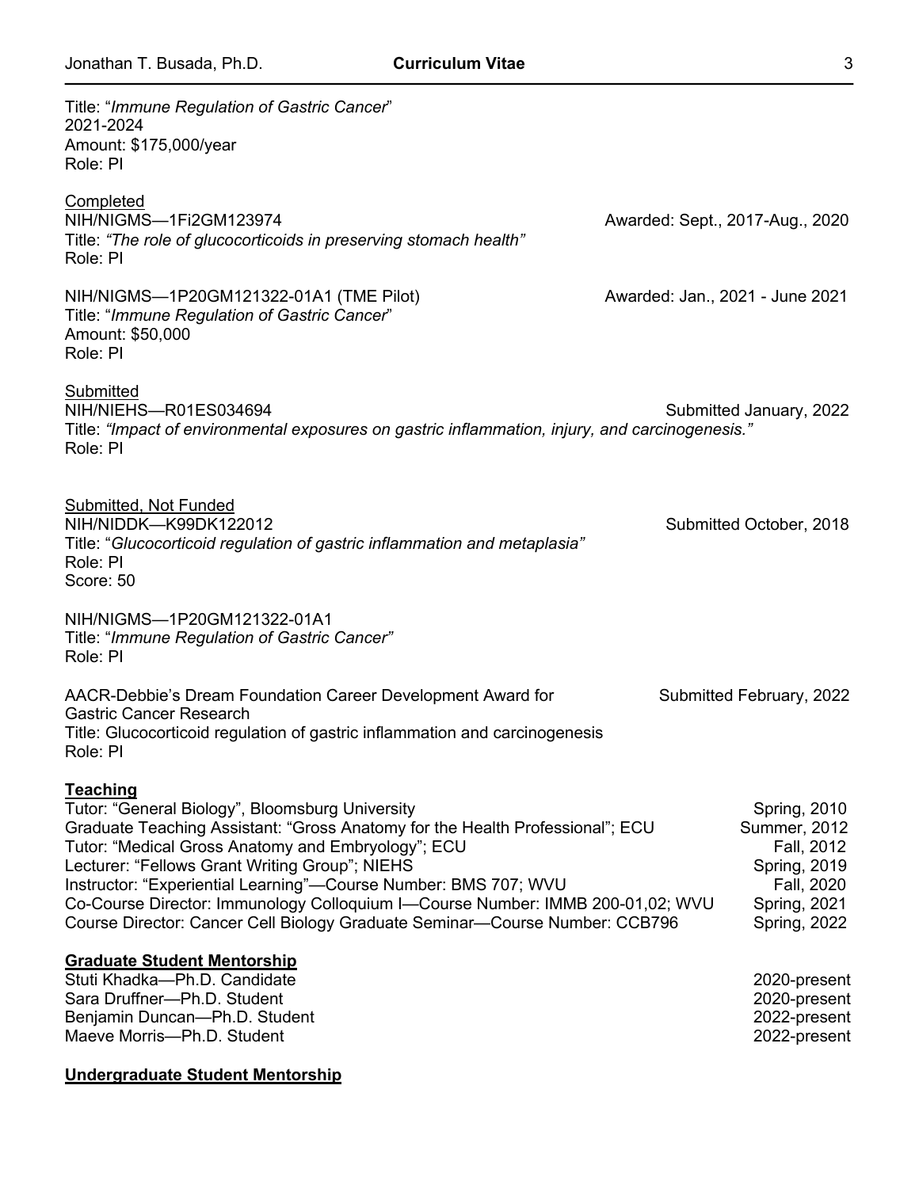Title: "*Immune Regulation of Gastric Cancer*"
2021-2024
Amount: $175,000/year
Role: PI

<u>Completed</u>

NIH/NIGMS—1Fi2GM123974 — Awarded: Sept., 2017-Aug., 2020
Title: *"The role of glucocorticoids in preserving stomach health"*
Role: PI

NIH/NIGMS—1P20GM121322-01A1 (TME Pilot) — Awarded: Jan., 2021 - June 2021
Title: "*Immune Regulation of Gastric Cancer*"
Amount: $50,000
Role: PI

<u>Submitted</u>

NIH/NIEHS—R01ES034694 — Submitted January, 2022
Title: *"Impact of environmental exposures on gastric inflammation, injury, and carcinogenesis."*
Role: PI

<u>Submitted, Not Funded</u>

NIH/NIDDK—K99DK122012 — Submitted October, 2018
Title: "*Glucocorticoid regulation of gastric inflammation and metaplasia"*
Role: PI
Score: 50

NIH/NIGMS—1P20GM121322-01A1
Title: "*Immune Regulation of Gastric Cancer"*
Role: PI

AACR-Debbie's Dream Foundation Career Development Award for Gastric Cancer Research — Submitted February, 2022
Title: Glucocorticoid regulation of gastric inflammation and carcinogenesis
Role: PI

## Teaching

| | |
|---|---|
| Tutor: "General Biology", Bloomsburg University | Spring, 2010 |
| Graduate Teaching Assistant: "Gross Anatomy for the Health Professional"; ECU | Summer, 2012 |
| Tutor: "Medical Gross Anatomy and Embryology"; ECU | Fall, 2012 |
| Lecturer: "Fellows Grant Writing Group"; NIEHS | Spring, 2019 |
| Instructor: "Experiential Learning"—Course Number: BMS 707; WVU | Fall, 2020 |
| Co-Course Director: Immunology Colloquium I—Course Number: IMMB 200-01,02; WVU | Spring, 2021 |
| Course Director: Cancer Cell Biology Graduate Seminar—Course Number: CCB796 | Spring, 2022 |

## Graduate Student Mentorship

| | |
|---|---|
| Stuti Khadka—Ph.D. Candidate | 2020-present |
| Sara Druffner—Ph.D. Student | 2020-present |
| Benjamin Duncan—Ph.D. Student | 2022-present |
| Maeve Morris—Ph.D. Student | 2022-present |

## Undergraduate Student Mentorship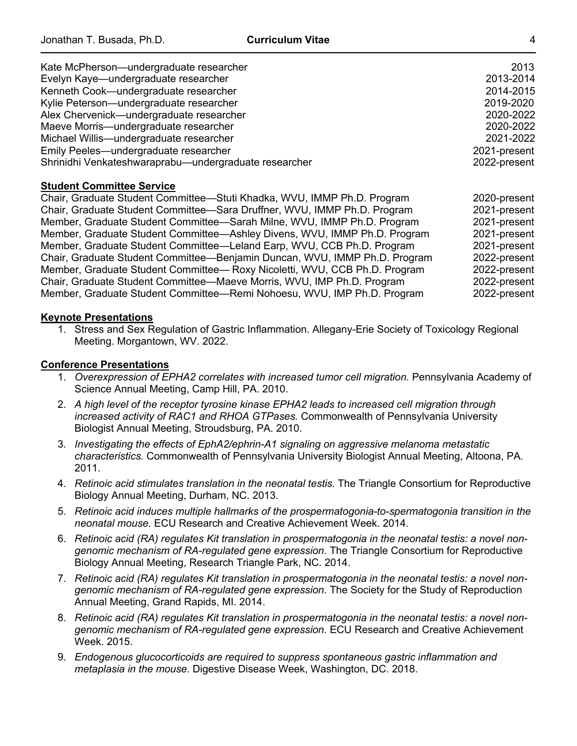Kate McPherson—undergraduate researcher 2013
Evelyn Kaye—undergraduate researcher 2013-2014
Kenneth Cook—undergraduate researcher 2014-2015
Kylie Peterson—undergraduate researcher 2019-2020
Alex Chervenick—undergraduate researcher 2020-2022
Maeve Morris—undergraduate researcher 2020-2022
Michael Willis—undergraduate researcher 2021-2022
Emily Peeles—undergraduate researcher 2021-present
Shrinidhi Venkateshwaraprabu—undergraduate researcher 2022-present

**Student Committee Service**

Chair, Graduate Student Committee—Stuti Khadka, WVU, IMMP Ph.D. Program 2020-present
Chair, Graduate Student Committee—Sara Druffner, WVU, IMMP Ph.D. Program 2021-present
Member, Graduate Student Committee—Sarah Milne, WVU, IMMP Ph.D. Program 2021-present
Member, Graduate Student Committee—Ashley Divens, WVU, IMMP Ph.D. Program 2021-present
Member, Graduate Student Committee—Leland Earp, WVU, CCB Ph.D. Program 2021-present
Chair, Graduate Student Committee—Benjamin Duncan, WVU, IMMP Ph.D. Program 2022-present
Member, Graduate Student Committee— Roxy Nicoletti, WVU, CCB Ph.D. Program 2022-present
Chair, Graduate Student Committee—Maeve Morris, WVU, IMP Ph.D. Program 2022-present
Member, Graduate Student Committee—Remi Nohoesu, WVU, IMP Ph.D. Program 2022-present

**Keynote Presentations**

1. Stress and Sex Regulation of Gastric Inflammation. Allegany-Erie Society of Toxicology Regional Meeting. Morgantown, WV. 2022.

**Conference Presentations**

1. *Overexpression of EPHA2 correlates with increased tumor cell migration.* Pennsylvania Academy of Science Annual Meeting, Camp Hill, PA. 2010.
2. *A high level of the receptor tyrosine kinase EPHA2 leads to increased cell migration through increased activity of RAC1 and RHOA GTPases.* Commonwealth of Pennsylvania University Biologist Annual Meeting, Stroudsburg, PA. 2010.
3. *Investigating the effects of EphA2/ephrin-A1 signaling on aggressive melanoma metastatic characteristics.* Commonwealth of Pennsylvania University Biologist Annual Meeting, Altoona, PA. 2011.
4. *Retinoic acid stimulates translation in the neonatal testis.* The Triangle Consortium for Reproductive Biology Annual Meeting, Durham, NC. 2013.
5. *Retinoic acid induces multiple hallmarks of the prospermatogonia-to-spermatogonia transition in the neonatal mouse.* ECU Research and Creative Achievement Week. 2014.
6. *Retinoic acid (RA) regulates Kit translation in prospermatogonia in the neonatal testis: a novel non-genomic mechanism of RA-regulated gene expression.* The Triangle Consortium for Reproductive Biology Annual Meeting, Research Triangle Park, NC. 2014.
7. *Retinoic acid (RA) regulates Kit translation in prospermatogonia in the neonatal testis: a novel non-genomic mechanism of RA-regulated gene expression.* The Society for the Study of Reproduction Annual Meeting, Grand Rapids, MI. 2014.
8. *Retinoic acid (RA) regulates Kit translation in prospermatogonia in the neonatal testis: a novel non-genomic mechanism of RA-regulated gene expression.* ECU Research and Creative Achievement Week. 2015.
9. *Endogenous glucocorticoids are required to suppress spontaneous gastric inflammation and metaplasia in the mouse*. Digestive Disease Week, Washington, DC. 2018.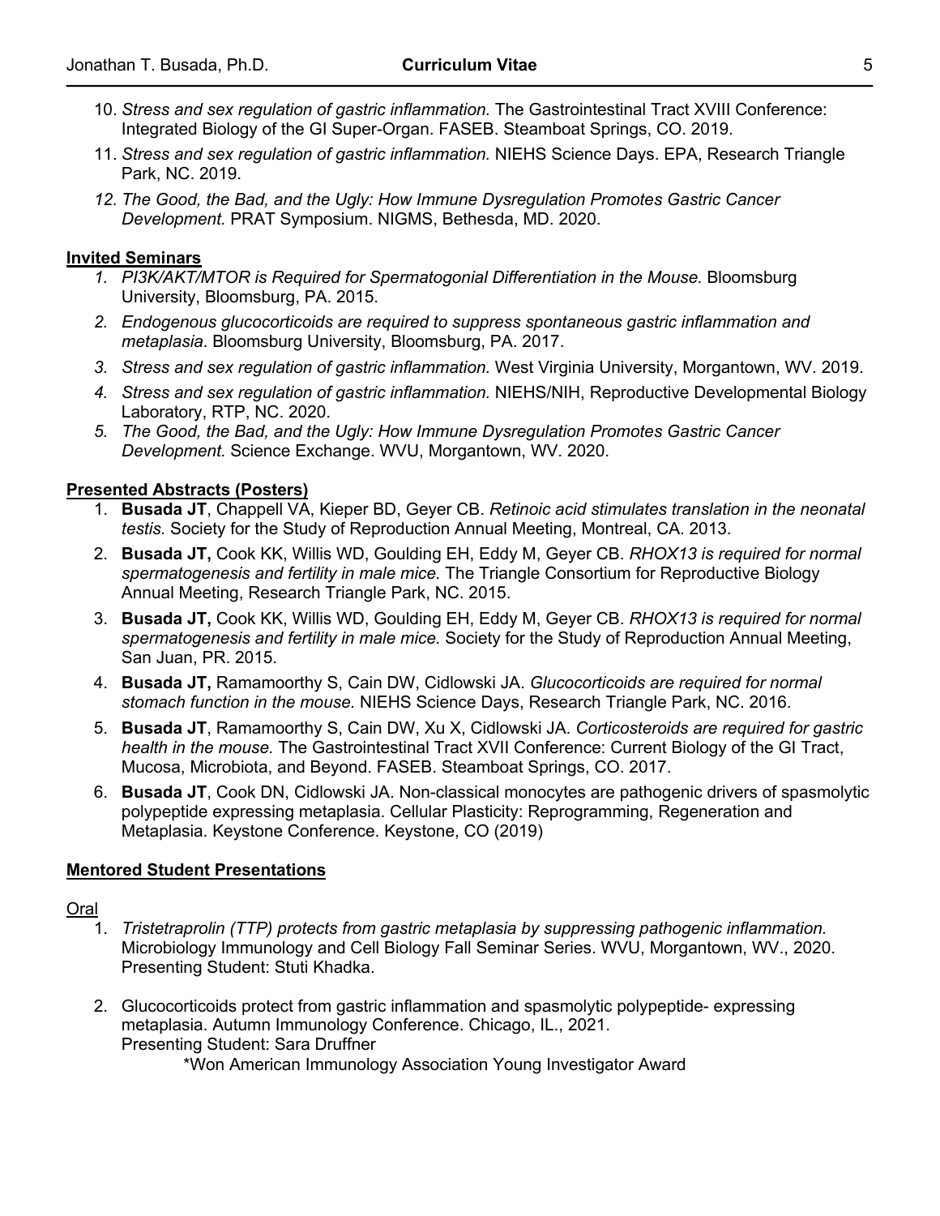10. *Stress and sex regulation of gastric inflammation.* The Gastrointestinal Tract XVIII Conference: Integrated Biology of the GI Super-Organ. FASEB. Steamboat Springs, CO. 2019.
11. *Stress and sex regulation of gastric inflammation.* NIEHS Science Days. EPA, Research Triangle Park, NC. 2019.
12. *The Good, the Bad, and the Ugly: How Immune Dysregulation Promotes Gastric Cancer Development.* PRAT Symposium. NIGMS, Bethesda, MD. 2020.

**Invited Seminars**

1. *PI3K/AKT/MTOR is Required for Spermatogonial Differentiation in the Mouse.* Bloomsburg University, Bloomsburg, PA. 2015.
2. *Endogenous glucocorticoids are required to suppress spontaneous gastric inflammation and metaplasia*. Bloomsburg University, Bloomsburg, PA. 2017.
3. *Stress and sex regulation of gastric inflammation.* West Virginia University, Morgantown, WV. 2019.
4. *Stress and sex regulation of gastric inflammation.* NIEHS/NIH, Reproductive Developmental Biology Laboratory, RTP, NC. 2020.
5. *The Good, the Bad, and the Ugly: How Immune Dysregulation Promotes Gastric Cancer Development.* Science Exchange. WVU, Morgantown, WV. 2020.

**Presented Abstracts (Posters)**

1. **Busada JT**, Chappell VA, Kieper BD, Geyer CB. *Retinoic acid stimulates translation in the neonatal testis.* Society for the Study of Reproduction Annual Meeting, Montreal, CA. 2013.
2. **Busada JT,** Cook KK, Willis WD, Goulding EH, Eddy M, Geyer CB. *RHOX13 is required for normal spermatogenesis and fertility in male mice.* The Triangle Consortium for Reproductive Biology Annual Meeting, Research Triangle Park, NC. 2015.
3. **Busada JT,** Cook KK, Willis WD, Goulding EH, Eddy M, Geyer CB. *RHOX13 is required for normal spermatogenesis and fertility in male mice.* Society for the Study of Reproduction Annual Meeting, San Juan, PR. 2015.
4. **Busada JT,** Ramamoorthy S, Cain DW, Cidlowski JA. *Glucocorticoids are required for normal stomach function in the mouse.* NIEHS Science Days, Research Triangle Park, NC. 2016.
5. **Busada JT**, Ramamoorthy S, Cain DW, Xu X, Cidlowski JA. *Corticosteroids are required for gastric health in the mouse.* The Gastrointestinal Tract XVII Conference: Current Biology of the GI Tract, Mucosa, Microbiota, and Beyond. FASEB. Steamboat Springs, CO. 2017.
6. **Busada JT**, Cook DN, Cidlowski JA. Non-classical monocytes are pathogenic drivers of spasmolytic polypeptide expressing metaplasia. Cellular Plasticity: Reprogramming, Regeneration and Metaplasia. Keystone Conference. Keystone, CO (2019)

**Mentored Student Presentations**

Oral

1. *Tristetraprolin (TTP) protects from gastric metaplasia by suppressing pathogenic inflammation.* Microbiology Immunology and Cell Biology Fall Seminar Series. WVU, Morgantown, WV., 2020. Presenting Student: Stuti Khadka.

2. Glucocorticoids protect from gastric inflammation and spasmolytic polypeptide- expressing metaplasia. Autumn Immunology Conference. Chicago, IL., 2021. Presenting Student: Sara Druffner

   *Won American Immunology Association Young Investigator Award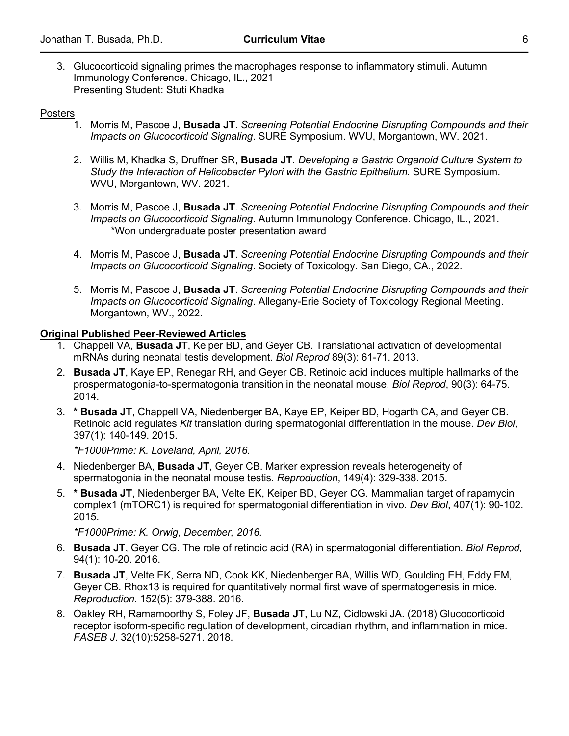3. Glucocorticoid signaling primes the macrophages response to inflammatory stimuli. Autumn Immunology Conference. Chicago, IL., 2021
   Presenting Student: Stuti Khadka

Posters

1. Morris M, Pascoe J, **Busada JT**. *Screening Potential Endocrine Disrupting Compounds and their Impacts on Glucocorticoid Signaling*. SURE Symposium. WVU, Morgantown, WV. 2021.

2. Willis M, Khadka S, Druffner SR, **Busada JT**. *Developing a Gastric Organoid Culture System to Study the Interaction of Helicobacter Pylori with the Gastric Epithelium.* SURE Symposium. WVU, Morgantown, WV. 2021.

3. Morris M, Pascoe J, **Busada JT**. *Screening Potential Endocrine Disrupting Compounds and their Impacts on Glucocorticoid Signaling*. Autumn Immunology Conference. Chicago, IL., 2021.
   *Won undergraduate poster presentation award

4. Morris M, Pascoe J, **Busada JT**. *Screening Potential Endocrine Disrupting Compounds and their Impacts on Glucocorticoid Signaling*. Society of Toxicology. San Diego, CA., 2022.

5. Morris M, Pascoe J, **Busada JT**. *Screening Potential Endocrine Disrupting Compounds and their Impacts on Glucocorticoid Signaling*. Allegany-Erie Society of Toxicology Regional Meeting. Morgantown, WV., 2022.

**Original Published Peer-Reviewed Articles**

1. Chappell VA, **Busada JT**, Keiper BD, and Geyer CB. Translational activation of developmental mRNAs during neonatal testis development. *Biol Reprod* 89(3): 61-71. 2013.
2. **Busada JT**, Kaye EP, Renegar RH, and Geyer CB. Retinoic acid induces multiple hallmarks of the prospermatogonia-to-spermatogonia transition in the neonatal mouse. *Biol Reprod*, 90(3): 64-75. 2014.
3. **\* Busada JT**, Chappell VA, Niedenberger BA, Kaye EP, Keiper BD, Hogarth CA, and Geyer CB. Retinoic acid regulates *Kit* translation during spermatogonial differentiation in the mouse. *Dev Biol,* 397(1): 140-149. 2015.

   *\*F1000Prime: K. Loveland, April, 2016.*
4. Niedenberger BA, **Busada JT**, Geyer CB. Marker expression reveals heterogeneity of spermatogonia in the neonatal mouse testis. *Reproduction*, 149(4): 329-338. 2015.
5. **\* Busada JT**, Niedenberger BA, Velte EK, Keiper BD, Geyer CG. Mammalian target of rapamycin complex1 (mTORC1) is required for spermatogonial differentiation in vivo. *Dev Biol*, 407(1): 90-102. 2015.

   *\*F1000Prime: K. Orwig, December, 2016.*
6. **Busada JT**, Geyer CG. The role of retinoic acid (RA) in spermatogonial differentiation. *Biol Reprod,* 94(1): 10-20. 2016.
7. **Busada JT**, Velte EK, Serra ND, Cook KK, Niedenberger BA, Willis WD, Goulding EH, Eddy EM, Geyer CB. Rhox13 is required for quantitatively normal first wave of spermatogenesis in mice. *Reproduction.* 152(5): 379-388. 2016.
8. Oakley RH, Ramamoorthy S, Foley JF, **Busada JT**, Lu NZ, Cidlowski JA. (2018) Glucocorticoid receptor isoform-specific regulation of development, circadian rhythm, and inflammation in mice. *FASEB J*. 32(10):5258-5271. 2018.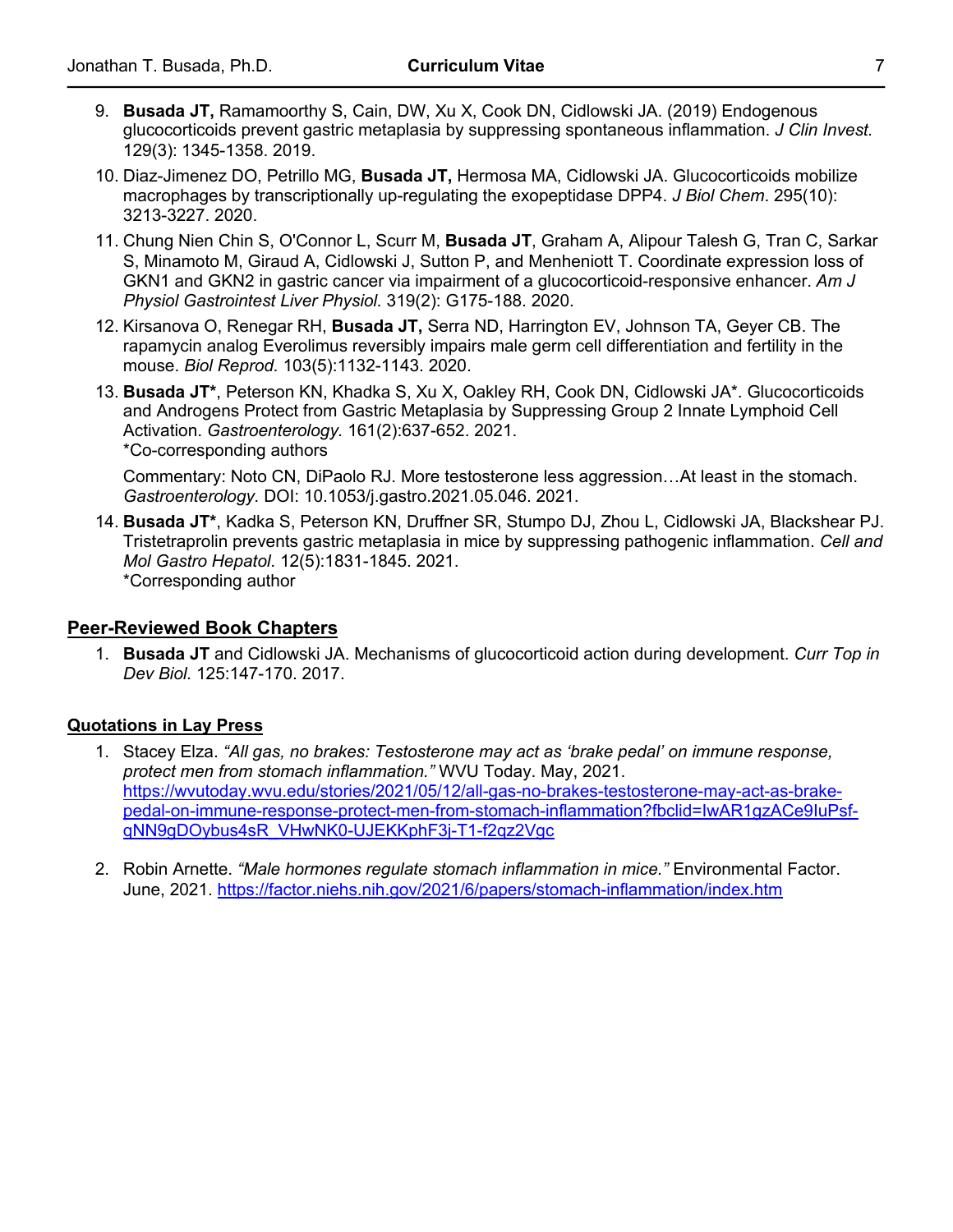9. **Busada JT,** Ramamoorthy S, Cain, DW, Xu X, Cook DN, Cidlowski JA. (2019) Endogenous glucocorticoids prevent gastric metaplasia by suppressing spontaneous inflammation. *J Clin Invest.* 129(3): 1345-1358. 2019.
10. Diaz-Jimenez DO, Petrillo MG, **Busada JT,** Hermosa MA, Cidlowski JA. Glucocorticoids mobilize macrophages by transcriptionally up-regulating the exopeptidase DPP4. *J Biol Chem*. 295(10): 3213-3227. 2020.
11. Chung Nien Chin S, O'Connor L, Scurr M, **Busada JT**, Graham A, Alipour Talesh G, Tran C, Sarkar S, Minamoto M, Giraud A, Cidlowski J, Sutton P, and Menheniott T. Coordinate expression loss of GKN1 and GKN2 in gastric cancer via impairment of a glucocorticoid-responsive enhancer. *Am J Physiol Gastrointest Liver Physiol.* 319(2): G175-188. 2020.
12. Kirsanova O, Renegar RH, **Busada JT,** Serra ND, Harrington EV, Johnson TA, Geyer CB. The rapamycin analog Everolimus reversibly impairs male germ cell differentiation and fertility in the mouse. *Biol Reprod.* 103(5):1132-1143. 2020.
13. **Busada JT\***, Peterson KN, Khadka S, Xu X, Oakley RH, Cook DN, Cidlowski JA\*. Glucocorticoids and Androgens Protect from Gastric Metaplasia by Suppressing Group 2 Innate Lymphoid Cell Activation. *Gastroenterology.* 161(2):637-652. 2021.
    *Co-corresponding authors

    Commentary: Noto CN, DiPaolo RJ. More testosterone less aggression…At least in the stomach. *Gastroenterology.* DOI: 10.1053/j.gastro.2021.05.046. 2021.
14. **Busada JT\***, Kadka S, Peterson KN, Druffner SR, Stumpo DJ, Zhou L, Cidlowski JA, Blackshear PJ. Tristetraprolin prevents gastric metaplasia in mice by suppressing pathogenic inflammation. *Cell and Mol Gastro Hepatol*. 12(5):1831-1845. 2021.
    *Corresponding author

## Peer-Reviewed Book Chapters

1. **Busada JT** and Cidlowski JA. Mechanisms of glucocorticoid action during development. *Curr Top in Dev Biol.* 125:147-170. 2017.

## Quotations in Lay Press

1. Stacey Elza. *"All gas, no brakes: Testosterone may act as 'brake pedal' on immune response, protect men from stomach inflammation."* WVU Today. May, 2021. https://wvutoday.wvu.edu/stories/2021/05/12/all-gas-no-brakes-testosterone-may-act-as-brake-pedal-on-immune-response-protect-men-from-stomach-inflammation?fbclid=IwAR1gzACe9IuPsf-gNN9gDOybus4sR_VHwNK0-UJEKKphF3j-T1-f2qz2Vgc

2. Robin Arnette. *"Male hormones regulate stomach inflammation in mice."* Environmental Factor. June, 2021. https://factor.niehs.nih.gov/2021/6/papers/stomach-inflammation/index.htm